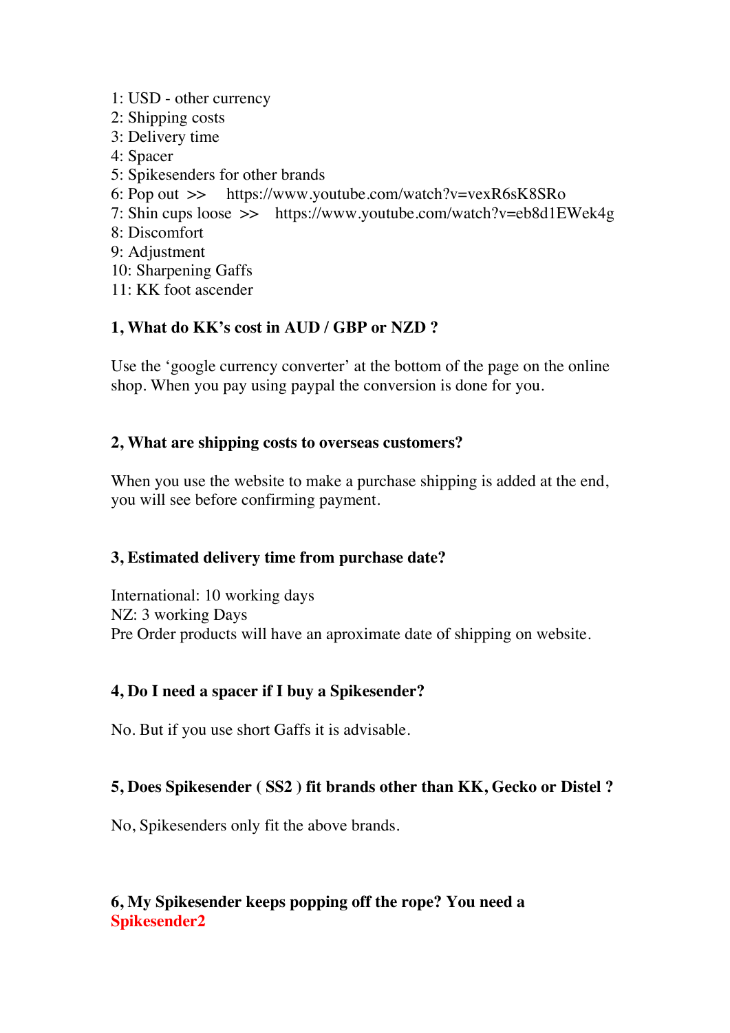1: USD - other currency
2: Shipping costs
3: Delivery time
4: Spacer
5: Spikesenders for other brands
6: Pop out >> https://www.youtube.com/watch?v=vexR6sK8SRo
7: Shin cups loose >> https://www.youtube.com/watch?v=eb8d1EWek4g
8: Discomfort
9: Adjustment
10: Sharpening Gaffs
11: KK foot ascender

**1, What do KK's cost in AUD / GBP or NZD ?**

Use the 'google currency converter' at the bottom of the page on the online shop. When you pay using paypal the conversion is done for you.

**2, What are shipping costs to overseas customers?**

When you use the website to make a purchase shipping is added at the end, you will see before confirming payment.

**3, Estimated delivery time from purchase date?**

International: 10 working days
NZ: 3 working Days
Pre Order products will have an aproximate date of shipping on website.

**4, Do I need a spacer if I buy a Spikesender?**

No. But if you use short Gaffs it is advisable.

**5, Does Spikesender ( SS2 ) fit brands other than KK, Gecko or Distel ?**

No, Spikesenders only fit the above brands.

**6, My Spikesender keeps popping off the rope? You need a Spikesender2**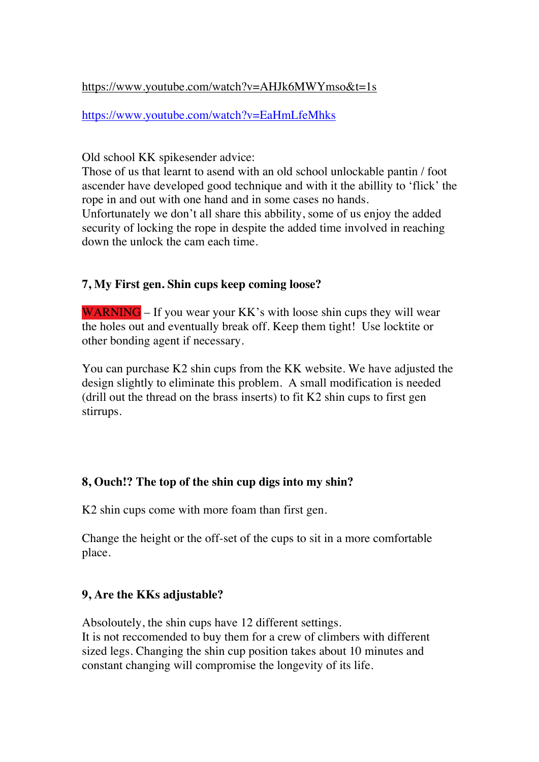https://www.youtube.com/watch?v=AHJk6MWYmso&t=1s

https://www.youtube.com/watch?v=EaHmLfeMhks

Old school KK spikesender advice:
Those of us that learnt to asend with an old school unlockable pantin / foot ascender have developed good technique and with it the abillity to 'flick' the rope in and out with one hand and in some cases no hands.
Unfortunately we don't all share this abbility, some of us enjoy the added security of locking the rope in despite the added time involved in reaching down the unlock the cam each time.

### 7, My First gen. Shin cups keep coming loose?

WARNING – If you wear your KK's with loose shin cups they will wear the holes out and eventually break off. Keep them tight! Use locktite or other bonding agent if necessary.

You can purchase K2 shin cups from the KK website. We have adjusted the design slightly to eliminate this problem. A small modification is needed (drill out the thread on the brass inserts) to fit K2 shin cups to first gen stirrups.

### 8, Ouch!? The top of the shin cup digs into my shin?

K2 shin cups come with more foam than first gen.

Change the height or the off-set of the cups to sit in a more comfortable place.

### 9, Are the KKs adjustable?

Absoloutely, the shin cups have 12 different settings.
It is not reccomended to buy them for a crew of climbers with different sized legs. Changing the shin cup position takes about 10 minutes and constant changing will compromise the longevity of its life.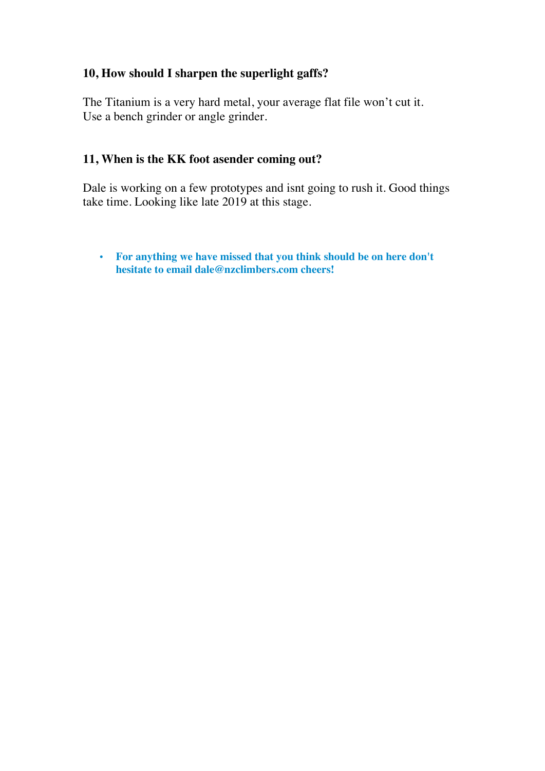**10, How should I sharpen the superlight gaffs?**

The Titanium is a very hard metal, your average flat file won't cut it.
Use a bench grinder or angle grinder.

**11, When is the KK foot asender coming out?**

Dale is working on a few prototypes and isnt going to rush it. Good things take time. Looking like late 2019 at this stage.

- **For anything we have missed that you think should be on here don't hesitate to email dale@nzclimbers.com cheers!**